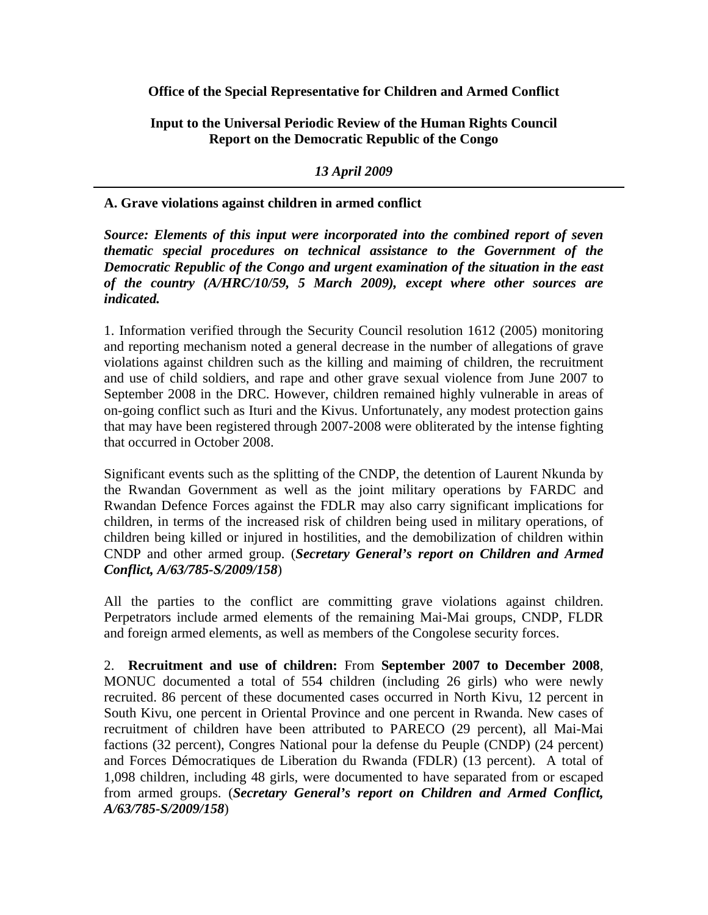**Office of the Special Representative for Children and Armed Conflict**

**Input to the Universal Periodic Review of the Human Rights Council**
**Report on the Democratic Republic of the Congo**

*13 April 2009*

---

**A. Grave violations against children in armed conflict**

***Source: Elements of this input were incorporated into the combined report of seven thematic special procedures on technical assistance to the Government of the Democratic Republic of the Congo and urgent examination of the situation in the east of the country (A/HRC/10/59, 5 March 2009), except where other sources are indicated.***

1. Information verified through the Security Council resolution 1612 (2005) monitoring and reporting mechanism noted a general decrease in the number of allegations of grave violations against children such as the killing and maiming of children, the recruitment and use of child soldiers, and rape and other grave sexual violence from June 2007 to September 2008 in the DRC. However, children remained highly vulnerable in areas of on-going conflict such as Ituri and the Kivus. Unfortunately, any modest protection gains that may have been registered through 2007-2008 were obliterated by the intense fighting that occurred in October 2008.

Significant events such as the splitting of the CNDP, the detention of Laurent Nkunda by the Rwandan Government as well as the joint military operations by FARDC and Rwandan Defence Forces against the FDLR may also carry significant implications for children, in terms of the increased risk of children being used in military operations, of children being killed or injured in hostilities, and the demobilization of children within CNDP and other armed group. (***Secretary General's report on Children and Armed Conflict, A/63/785-S/2009/158***)

All the parties to the conflict are committing grave violations against children. Perpetrators include armed elements of the remaining Mai-Mai groups, CNDP, FLDR and foreign armed elements, as well as members of the Congolese security forces.

2. **Recruitment and use of children:** From **September 2007 to December 2008**, MONUC documented a total of 554 children (including 26 girls) who were newly recruited. 86 percent of these documented cases occurred in North Kivu, 12 percent in South Kivu, one percent in Oriental Province and one percent in Rwanda. New cases of recruitment of children have been attributed to PARECO (29 percent), all Mai-Mai factions (32 percent), Congres National pour la defense du Peuple (CNDP) (24 percent) and Forces Démocratiques de Liberation du Rwanda (FDLR) (13 percent). A total of 1,098 children, including 48 girls, were documented to have separated from or escaped from armed groups. (***Secretary General's report on Children and Armed Conflict, A/63/785-S/2009/158***)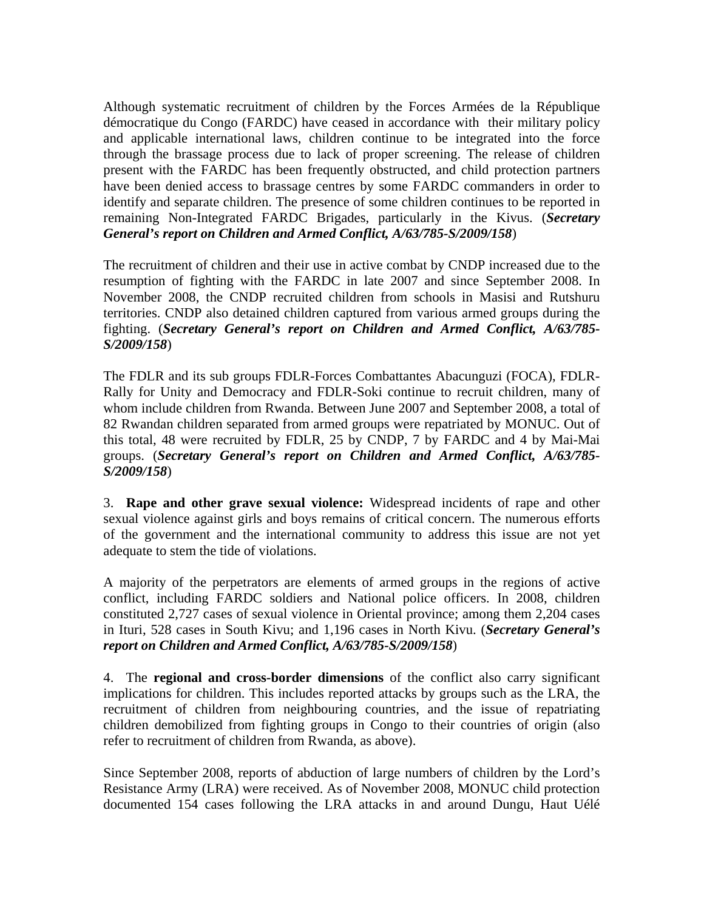Although systematic recruitment of children by the Forces Armées de la République démocratique du Congo (FARDC) have ceased in accordance with their military policy and applicable international laws, children continue to be integrated into the force through the brassage process due to lack of proper screening. The release of children present with the FARDC has been frequently obstructed, and child protection partners have been denied access to brassage centres by some FARDC commanders in order to identify and separate children. The presence of some children continues to be reported in remaining Non-Integrated FARDC Brigades, particularly in the Kivus. (***Secretary General's report on Children and Armed Conflict, A/63/785-S/2009/158***)

The recruitment of children and their use in active combat by CNDP increased due to the resumption of fighting with the FARDC in late 2007 and since September 2008. In November 2008, the CNDP recruited children from schools in Masisi and Rutshuru territories. CNDP also detained children captured from various armed groups during the fighting. (***Secretary General's report on Children and Armed Conflict, A/63/785-S/2009/158***)

The FDLR and its sub groups FDLR-Forces Combattantes Abacunguzi (FOCA), FDLR-Rally for Unity and Democracy and FDLR-Soki continue to recruit children, many of whom include children from Rwanda. Between June 2007 and September 2008, a total of 82 Rwandan children separated from armed groups were repatriated by MONUC. Out of this total, 48 were recruited by FDLR, 25 by CNDP, 7 by FARDC and 4 by Mai-Mai groups. (***Secretary General's report on Children and Armed Conflict, A/63/785-S/2009/158***)

3. **Rape and other grave sexual violence:** Widespread incidents of rape and other sexual violence against girls and boys remains of critical concern. The numerous efforts of the government and the international community to address this issue are not yet adequate to stem the tide of violations.

A majority of the perpetrators are elements of armed groups in the regions of active conflict, including FARDC soldiers and National police officers. In 2008, children constituted 2,727 cases of sexual violence in Oriental province; among them 2,204 cases in Ituri, 528 cases in South Kivu; and 1,196 cases in North Kivu. (***Secretary General's report on Children and Armed Conflict, A/63/785-S/2009/158***)

4. The **regional and cross-border dimensions** of the conflict also carry significant implications for children. This includes reported attacks by groups such as the LRA, the recruitment of children from neighbouring countries, and the issue of repatriating children demobilized from fighting groups in Congo to their countries of origin (also refer to recruitment of children from Rwanda, as above).

Since September 2008, reports of abduction of large numbers of children by the Lord's Resistance Army (LRA) were received. As of November 2008, MONUC child protection documented 154 cases following the LRA attacks in and around Dungu, Haut Uélé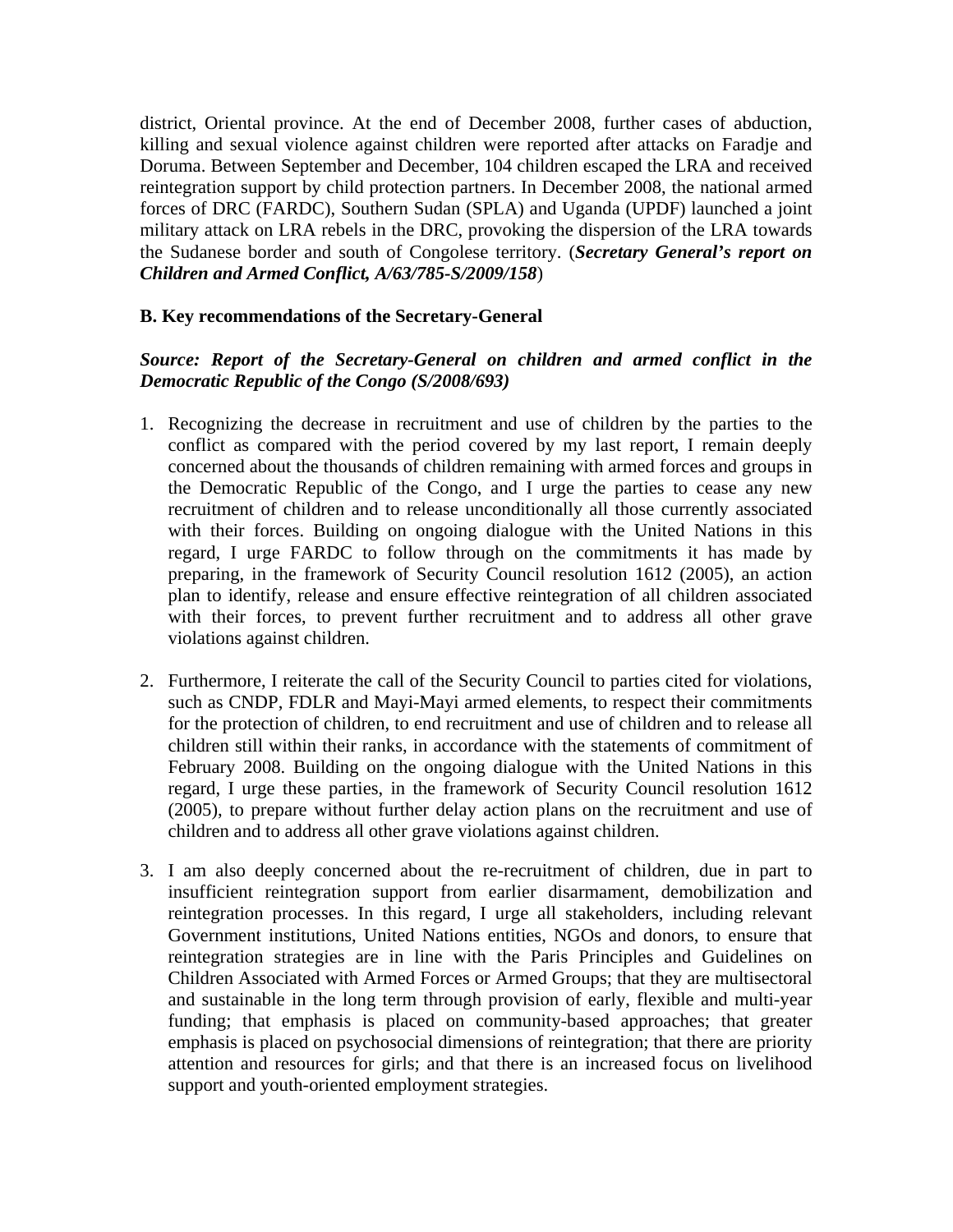district, Oriental province. At the end of December 2008, further cases of abduction, killing and sexual violence against children were reported after attacks on Faradje and Doruma. Between September and December, 104 children escaped the LRA and received reintegration support by child protection partners. In December 2008, the national armed forces of DRC (FARDC), Southern Sudan (SPLA) and Uganda (UPDF) launched a joint military attack on LRA rebels in the DRC, provoking the dispersion of the LRA towards the Sudanese border and south of Congolese territory. (***Secretary General's report on Children and Armed Conflict, A/63/785-S/2009/158***)

**B. Key recommendations of the Secretary-General**

***Source: Report of the Secretary-General on children and armed conflict in the Democratic Republic of the Congo (S/2008/693)***

1. Recognizing the decrease in recruitment and use of children by the parties to the conflict as compared with the period covered by my last report, I remain deeply concerned about the thousands of children remaining with armed forces and groups in the Democratic Republic of the Congo, and I urge the parties to cease any new recruitment of children and to release unconditionally all those currently associated with their forces. Building on ongoing dialogue with the United Nations in this regard, I urge FARDC to follow through on the commitments it has made by preparing, in the framework of Security Council resolution 1612 (2005), an action plan to identify, release and ensure effective reintegration of all children associated with their forces, to prevent further recruitment and to address all other grave violations against children.

2. Furthermore, I reiterate the call of the Security Council to parties cited for violations, such as CNDP, FDLR and Mayi-Mayi armed elements, to respect their commitments for the protection of children, to end recruitment and use of children and to release all children still within their ranks, in accordance with the statements of commitment of February 2008. Building on the ongoing dialogue with the United Nations in this regard, I urge these parties, in the framework of Security Council resolution 1612 (2005), to prepare without further delay action plans on the recruitment and use of children and to address all other grave violations against children.

3. I am also deeply concerned about the re-recruitment of children, due in part to insufficient reintegration support from earlier disarmament, demobilization and reintegration processes. In this regard, I urge all stakeholders, including relevant Government institutions, United Nations entities, NGOs and donors, to ensure that reintegration strategies are in line with the Paris Principles and Guidelines on Children Associated with Armed Forces or Armed Groups; that they are multisectoral and sustainable in the long term through provision of early, flexible and multi-year funding; that emphasis is placed on community-based approaches; that greater emphasis is placed on psychosocial dimensions of reintegration; that there are priority attention and resources for girls; and that there is an increased focus on livelihood support and youth-oriented employment strategies.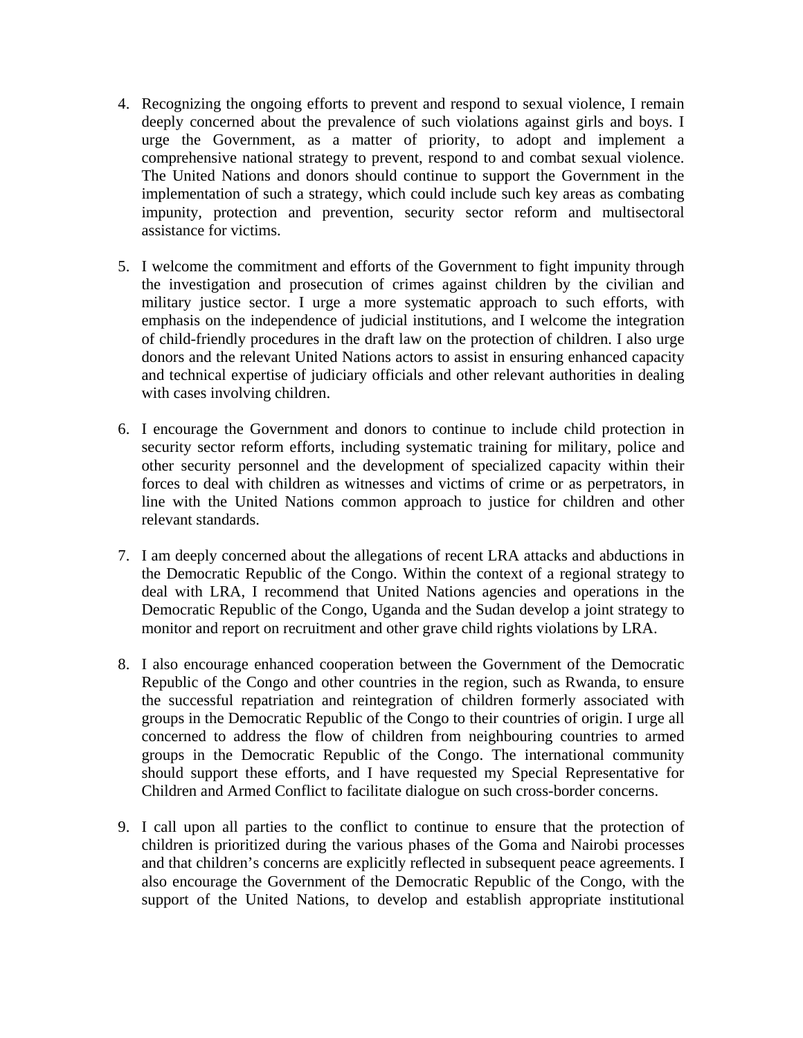4. Recognizing the ongoing efforts to prevent and respond to sexual violence, I remain deeply concerned about the prevalence of such violations against girls and boys. I urge the Government, as a matter of priority, to adopt and implement a comprehensive national strategy to prevent, respond to and combat sexual violence. The United Nations and donors should continue to support the Government in the implementation of such a strategy, which could include such key areas as combating impunity, protection and prevention, security sector reform and multisectoral assistance for victims.

5. I welcome the commitment and efforts of the Government to fight impunity through the investigation and prosecution of crimes against children by the civilian and military justice sector. I urge a more systematic approach to such efforts, with emphasis on the independence of judicial institutions, and I welcome the integration of child-friendly procedures in the draft law on the protection of children. I also urge donors and the relevant United Nations actors to assist in ensuring enhanced capacity and technical expertise of judiciary officials and other relevant authorities in dealing with cases involving children.

6. I encourage the Government and donors to continue to include child protection in security sector reform efforts, including systematic training for military, police and other security personnel and the development of specialized capacity within their forces to deal with children as witnesses and victims of crime or as perpetrators, in line with the United Nations common approach to justice for children and other relevant standards.

7. I am deeply concerned about the allegations of recent LRA attacks and abductions in the Democratic Republic of the Congo. Within the context of a regional strategy to deal with LRA, I recommend that United Nations agencies and operations in the Democratic Republic of the Congo, Uganda and the Sudan develop a joint strategy to monitor and report on recruitment and other grave child rights violations by LRA.

8. I also encourage enhanced cooperation between the Government of the Democratic Republic of the Congo and other countries in the region, such as Rwanda, to ensure the successful repatriation and reintegration of children formerly associated with groups in the Democratic Republic of the Congo to their countries of origin. I urge all concerned to address the flow of children from neighbouring countries to armed groups in the Democratic Republic of the Congo. The international community should support these efforts, and I have requested my Special Representative for Children and Armed Conflict to facilitate dialogue on such cross-border concerns.

9. I call upon all parties to the conflict to continue to ensure that the protection of children is prioritized during the various phases of the Goma and Nairobi processes and that children's concerns are explicitly reflected in subsequent peace agreements. I also encourage the Government of the Democratic Republic of the Congo, with the support of the United Nations, to develop and establish appropriate institutional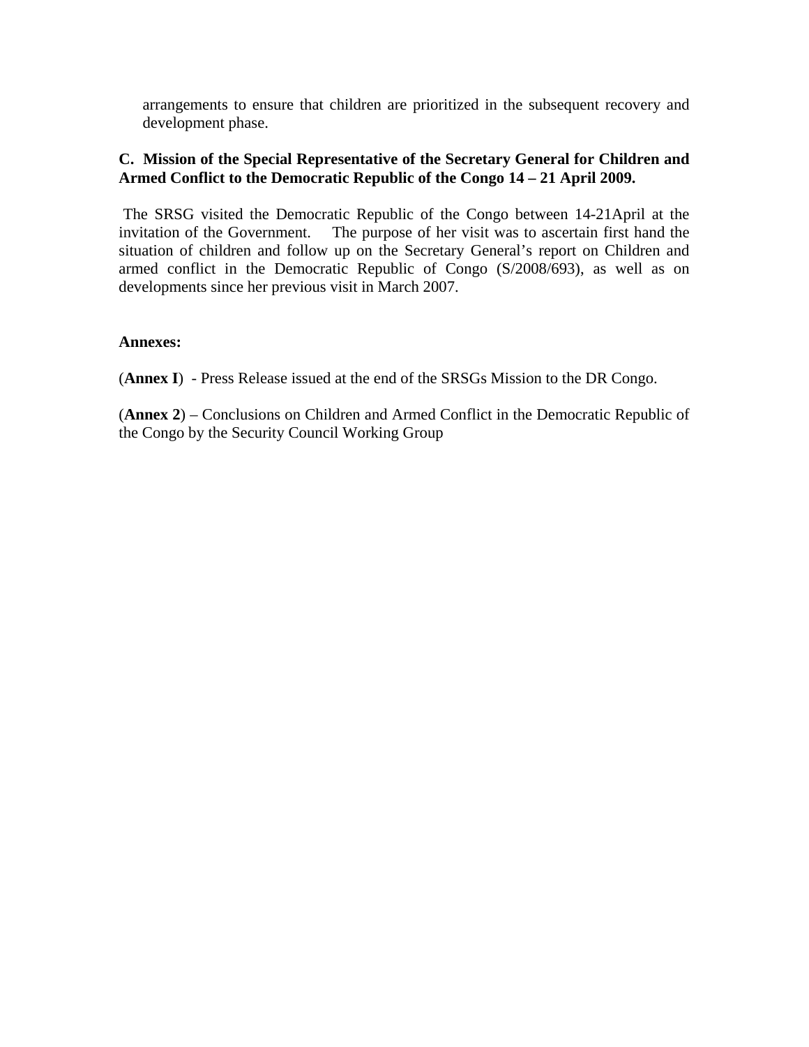arrangements to ensure that children are prioritized in the subsequent recovery and development phase.

**C. Mission of the Special Representative of the Secretary General for Children and Armed Conflict to the Democratic Republic of the Congo 14 – 21 April 2009.**

The SRSG visited the Democratic Republic of the Congo between 14-21April at the invitation of the Government. The purpose of her visit was to ascertain first hand the situation of children and follow up on the Secretary General's report on Children and armed conflict in the Democratic Republic of Congo (S/2008/693), as well as on developments since her previous visit in March 2007.

**Annexes:**

(**Annex I**) - Press Release issued at the end of the SRSGs Mission to the DR Congo.

(**Annex 2**) – Conclusions on Children and Armed Conflict in the Democratic Republic of the Congo by the Security Council Working Group